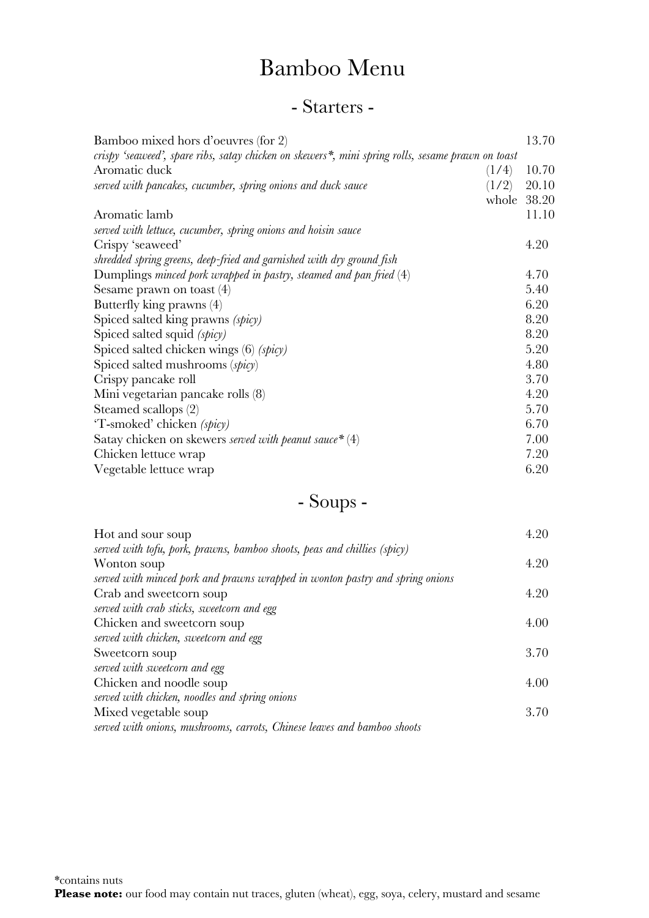# Bamboo Menu

## - Starters -

| | | |
|---|---|---|
| Bamboo mixed hors d'oeuvres (for 2)<br>*crispy 'seaweed', spare ribs, satay chicken on skewers*, mini spring rolls, sesame prawn on toast* | | 13.70 |
| Aromatic duck<br>*served with pancakes, cucumber, spring onions and duck sauce* | (1/4) | 10.70 |
| | (1/2) | 20.10 |
| | whole | 38.20 |
| Aromatic lamb<br>*served with lettuce, cucumber, spring onions and hoisin sauce* | | 11.10 |
| Crispy 'seaweed'<br>*shredded spring greens, deep-fried and garnished with dry ground fish* | | 4.20 |
| Dumplings *minced pork wrapped in pastry, steamed and pan fried* (4) | | 4.70 |
| Sesame prawn on toast (4) | | 5.40 |
| Butterfly king prawns (4) | | 6.20 |
| Spiced salted king prawns *(spicy)* | | 8.20 |
| Spiced salted squid *(spicy)* | | 8.20 |
| Spiced salted chicken wings (6) *(spicy)* | | 5.20 |
| Spiced salted mushrooms (*spicy*) | | 4.80 |
| Crispy pancake roll | | 3.70 |
| Mini vegetarian pancake rolls (8) | | 4.20 |
| Steamed scallops (2) | | 5.70 |
| 'T-smoked' chicken *(spicy)* | | 6.70 |
| Satay chicken on skewers *served with peanut sauce** (4) | | 7.00 |
| Chicken lettuce wrap | | 7.20 |
| Vegetable lettuce wrap | | 6.20 |

## - Soups -

| | |
|---|---|
| Hot and sour soup<br>*served with tofu, pork, prawns, bamboo shoots, peas and chillies (spicy)* | 4.20 |
| Wonton soup<br>*served with minced pork and prawns wrapped in wonton pastry and spring onions* | 4.20 |
| Crab and sweetcorn soup<br>*served with crab sticks, sweetcorn and egg* | 4.20 |
| Chicken and sweetcorn soup<br>*served with chicken, sweetcorn and egg* | 4.00 |
| Sweetcorn soup<br>*served with sweetcorn and egg* | 3.70 |
| Chicken and noodle soup<br>*served with chicken, noodles and spring onions* | 4.00 |
| Mixed vegetable soup<br>*served with onions, mushrooms, carrots, Chinese leaves and bamboo shoots* | 3.70 |

*contains nuts

**Please note:** our food may contain nut traces, gluten (wheat), egg, soya, celery, mustard and sesame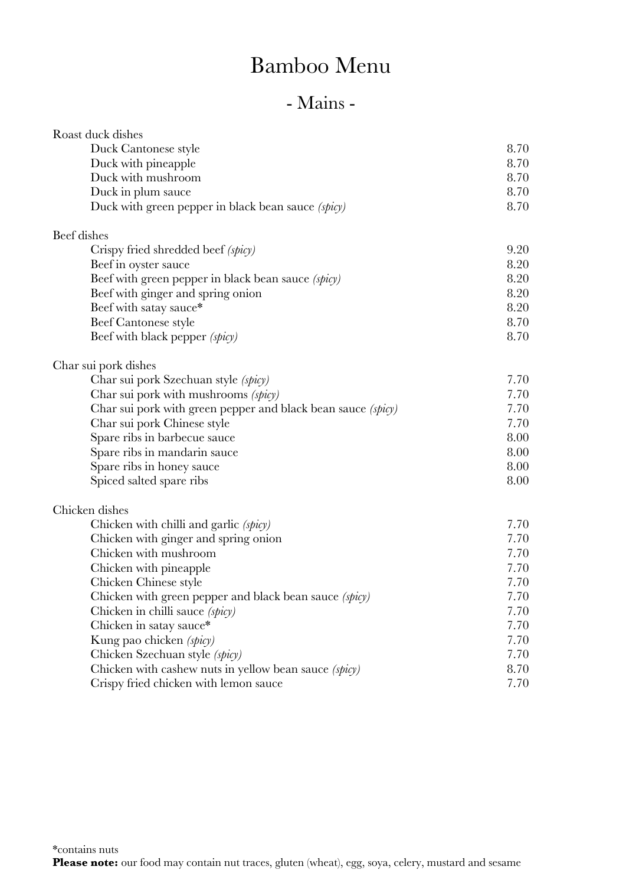# Bamboo Menu

## - Mains -

| | |
|---|---|
| **Roast duck dishes** | |
| Duck Cantonese style | 8.70 |
| Duck with pineapple | 8.70 |
| Duck with mushroom | 8.70 |
| Duck in plum sauce | 8.70 |
| Duck with green pepper in black bean sauce *(spicy)* | 8.70 |
| **Beef dishes** | |
| Crispy fried shredded beef *(spicy)* | 9.20 |
| Beef in oyster sauce | 8.20 |
| Beef with green pepper in black bean sauce *(spicy)* | 8.20 |
| Beef with ginger and spring onion | 8.20 |
| Beef with satay sauce* | 8.20 |
| Beef Cantonese style | 8.70 |
| Beef with black pepper *(spicy)* | 8.70 |
| **Char sui pork dishes** | |
| Char sui pork Szechuan style *(spicy)* | 7.70 |
| Char sui pork with mushrooms *(spicy)* | 7.70 |
| Char sui pork with green pepper and black bean sauce *(spicy)* | 7.70 |
| Char sui pork Chinese style | 7.70 |
| Spare ribs in barbecue sauce | 8.00 |
| Spare ribs in mandarin sauce | 8.00 |
| Spare ribs in honey sauce | 8.00 |
| Spiced salted spare ribs | 8.00 |
| **Chicken dishes** | |
| Chicken with chilli and garlic *(spicy)* | 7.70 |
| Chicken with ginger and spring onion | 7.70 |
| Chicken with mushroom | 7.70 |
| Chicken with pineapple | 7.70 |
| Chicken Chinese style | 7.70 |
| Chicken with green pepper and black bean sauce *(spicy)* | 7.70 |
| Chicken in chilli sauce *(spicy)* | 7.70 |
| Chicken in satay sauce* | 7.70 |
| Kung pao chicken *(spicy)* | 7.70 |
| Chicken Szechuan style *(spicy)* | 7.70 |
| Chicken with cashew nuts in yellow bean sauce *(spicy)* | 8.70 |
| Crispy fried chicken with lemon sauce | 7.70 |

*contains nuts

**Please note:** our food may contain nut traces, gluten (wheat), egg, soya, celery, mustard and sesame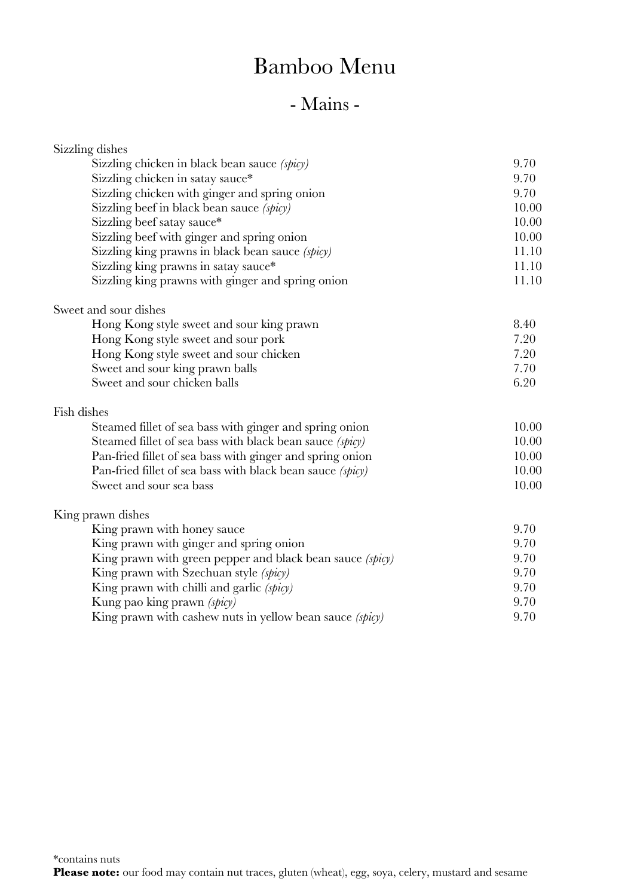# Bamboo Menu

## - Mains -

### Sizzling dishes

| Dish | Price |
| --- | --- |
| Sizzling chicken in black bean sauce *(spicy)* | 9.70 |
| Sizzling chicken in satay sauce* | 9.70 |
| Sizzling chicken with ginger and spring onion | 9.70 |
| Sizzling beef in black bean sauce *(spicy)* | 10.00 |
| Sizzling beef satay sauce* | 10.00 |
| Sizzling beef with ginger and spring onion | 10.00 |
| Sizzling king prawns in black bean sauce *(spicy)* | 11.10 |
| Sizzling king prawns in satay sauce* | 11.10 |
| Sizzling king prawns with ginger and spring onion | 11.10 |

### Sweet and sour dishes

| Dish | Price |
| --- | --- |
| Hong Kong style sweet and sour king prawn | 8.40 |
| Hong Kong style sweet and sour pork | 7.20 |
| Hong Kong style sweet and sour chicken | 7.20 |
| Sweet and sour king prawn balls | 7.70 |
| Sweet and sour chicken balls | 6.20 |

### Fish dishes

| Dish | Price |
| --- | --- |
| Steamed fillet of sea bass with ginger and spring onion | 10.00 |
| Steamed fillet of sea bass with black bean sauce *(spicy)* | 10.00 |
| Pan-fried fillet of sea bass with ginger and spring onion | 10.00 |
| Pan-fried fillet of sea bass with black bean sauce *(spicy)* | 10.00 |
| Sweet and sour sea bass | 10.00 |

### King prawn dishes

| Dish | Price |
| --- | --- |
| King prawn with honey sauce | 9.70 |
| King prawn with ginger and spring onion | 9.70 |
| King prawn with green pepper and black bean sauce *(spicy)* | 9.70 |
| King prawn with Szechuan style *(spicy)* | 9.70 |
| King prawn with chilli and garlic *(spicy)* | 9.70 |
| Kung pao king prawn *(spicy)* | 9.70 |
| King prawn with cashew nuts in yellow bean sauce *(spicy)* | 9.70 |

*contains nuts

**Please note:** our food may contain nut traces, gluten (wheat), egg, soya, celery, mustard and sesame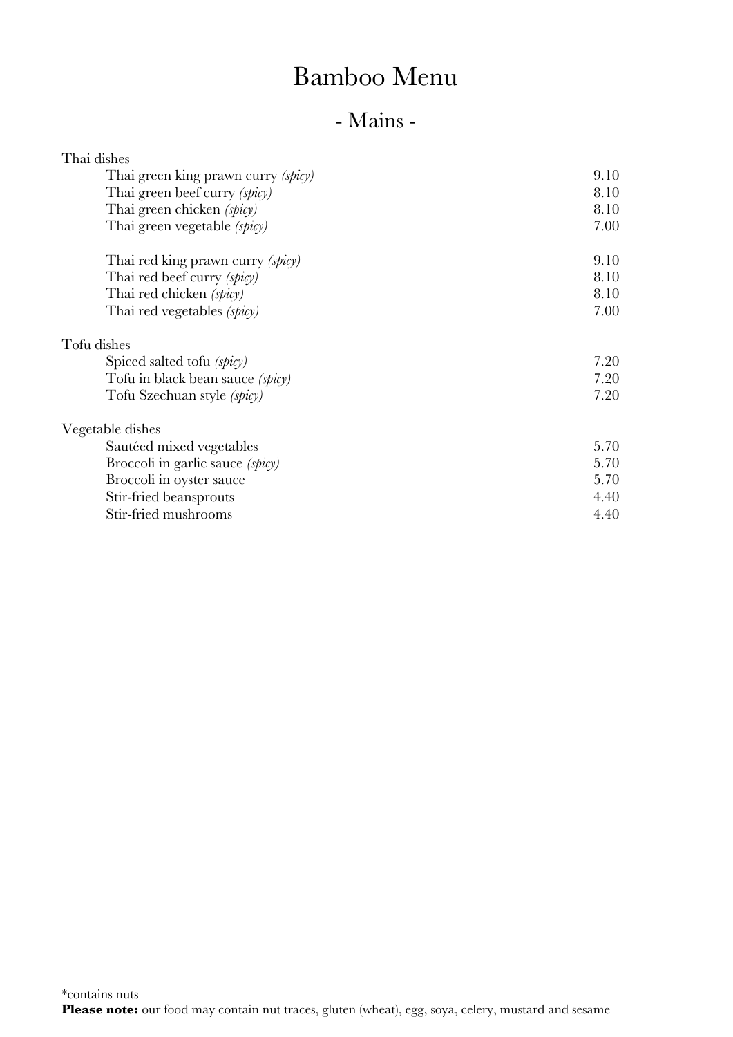# Bamboo Menu

## - Mains -

| Thai dishes | |
|---|---|
| Thai green king prawn curry *(spicy)* | 9.10 |
| Thai green beef curry *(spicy)* | 8.10 |
| Thai green chicken *(spicy)* | 8.10 |
| Thai green vegetable *(spicy)* | 7.00 |
| | |
| Thai red king prawn curry *(spicy)* | 9.10 |
| Thai red beef curry *(spicy)* | 8.10 |
| Thai red chicken *(spicy)* | 8.10 |
| Thai red vegetables *(spicy)* | 7.00 |
| **Tofu dishes** | |
| Spiced salted tofu *(spicy)* | 7.20 |
| Tofu in black bean sauce *(spicy)* | 7.20 |
| Tofu Szechuan style *(spicy)* | 7.20 |
| **Vegetable dishes** | |
| Sautéed mixed vegetables | 5.70 |
| Broccoli in garlic sauce *(spicy)* | 5.70 |
| Broccoli in oyster sauce | 5.70 |
| Stir-fried beansprouts | 4.40 |
| Stir-fried mushrooms | 4.40 |

*contains nuts

**Please note:** our food may contain nut traces, gluten (wheat), egg, soya, celery, mustard and sesame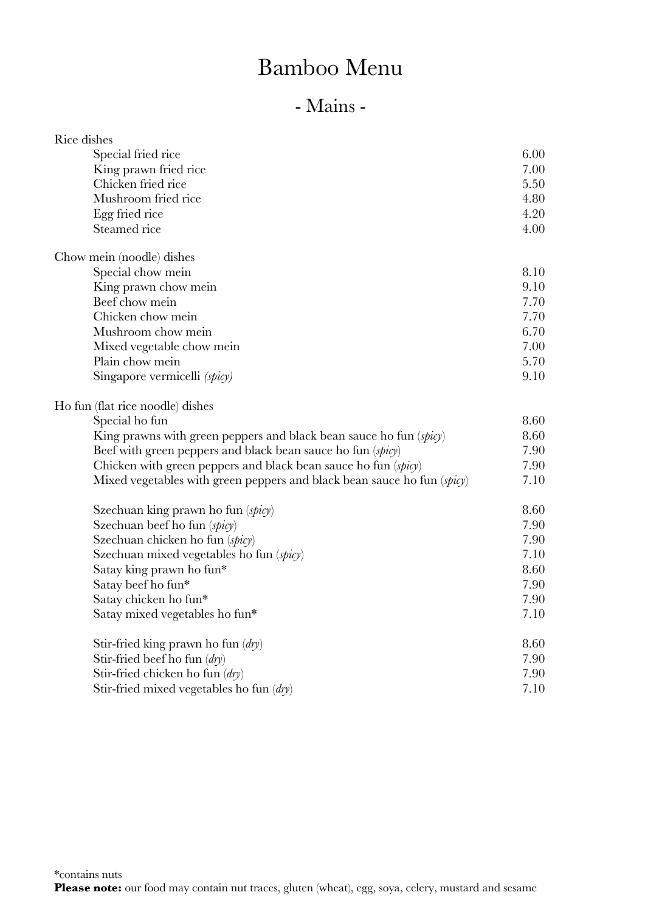# Bamboo Menu

## - Mains -

### Rice dishes

| Dish | Price |
|---|---|
| Special fried rice | 6.00 |
| King prawn fried rice | 7.00 |
| Chicken fried rice | 5.50 |
| Mushroom fried rice | 4.80 |
| Egg fried rice | 4.20 |
| Steamed rice | 4.00 |

### Chow mein (noodle) dishes

| Dish | Price |
|---|---|
| Special chow mein | 8.10 |
| King prawn chow mein | 9.10 |
| Beef chow mein | 7.70 |
| Chicken chow mein | 7.70 |
| Mushroom chow mein | 6.70 |
| Mixed vegetable chow mein | 7.00 |
| Plain chow mein | 5.70 |
| Singapore vermicelli *(spicy)* | 9.10 |

### Ho fun (flat rice noodle) dishes

| Dish | Price |
|---|---|
| Special ho fun | 8.60 |
| King prawns with green peppers and black bean sauce ho fun (*spicy*) | 8.60 |
| Beef with green peppers and black bean sauce ho fun (*spicy*) | 7.90 |
| Chicken with green peppers and black bean sauce ho fun (*spicy*) | 7.90 |
| Mixed vegetables with green peppers and black bean sauce ho fun (*spicy*) | 7.10 |
| | |
| Szechuan king prawn ho fun (*spicy*) | 8.60 |
| Szechuan beef ho fun (*spicy*) | 7.90 |
| Szechuan chicken ho fun (*spicy*) | 7.90 |
| Szechuan mixed vegetables ho fun (*spicy*) | 7.10 |
| Satay king prawn ho fun* | 8.60 |
| Satay beef ho fun* | 7.90 |
| Satay chicken ho fun* | 7.90 |
| Satay mixed vegetables ho fun* | 7.10 |
| | |
| Stir-fried king prawn ho fun (*dry*) | 8.60 |
| Stir-fried beef ho fun (*dry*) | 7.90 |
| Stir-fried chicken ho fun (*dry*) | 7.90 |
| Stir-fried mixed vegetables ho fun (*dry*) | 7.10 |

*contains nuts

**Please note:** our food may contain nut traces, gluten (wheat), egg, soya, celery, mustard and sesame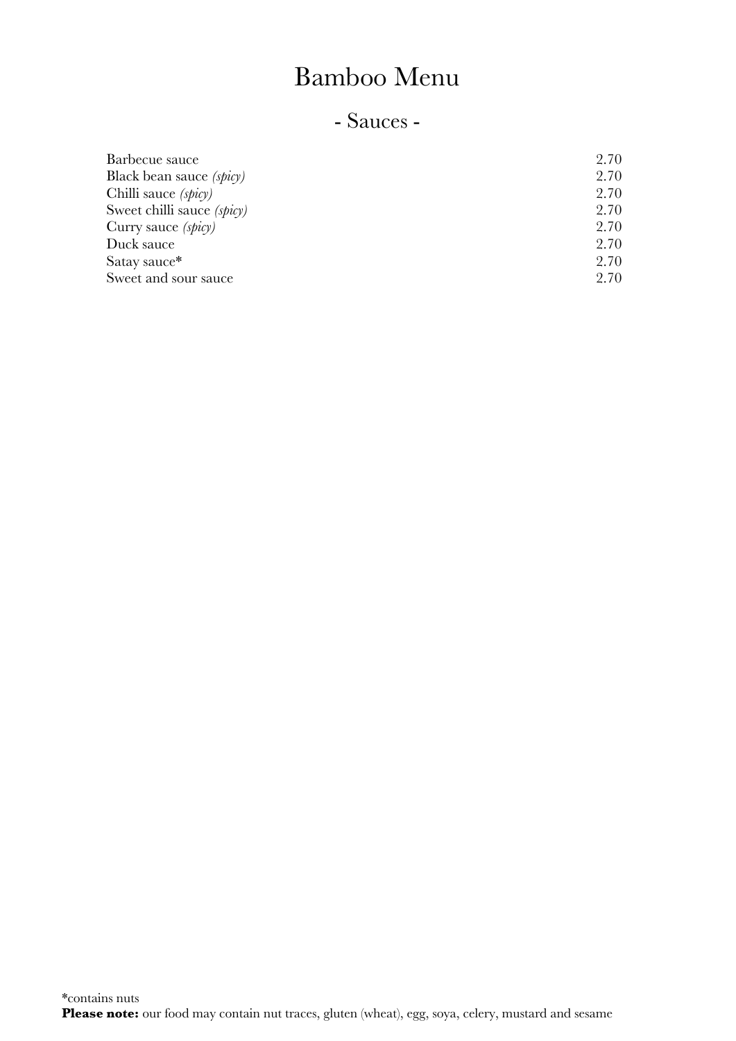# Bamboo Menu

## - Sauces -

| | |
|---|---|
| Barbecue sauce | 2.70 |
| Black bean sauce *(spicy)* | 2.70 |
| Chilli sauce *(spicy)* | 2.70 |
| Sweet chilli sauce *(spicy)* | 2.70 |
| Curry sauce *(spicy)* | 2.70 |
| Duck sauce | 2.70 |
| Satay sauce* | 2.70 |
| Sweet and sour sauce | 2.70 |

*contains nuts

**Please note:** our food may contain nut traces, gluten (wheat), egg, soya, celery, mustard and sesame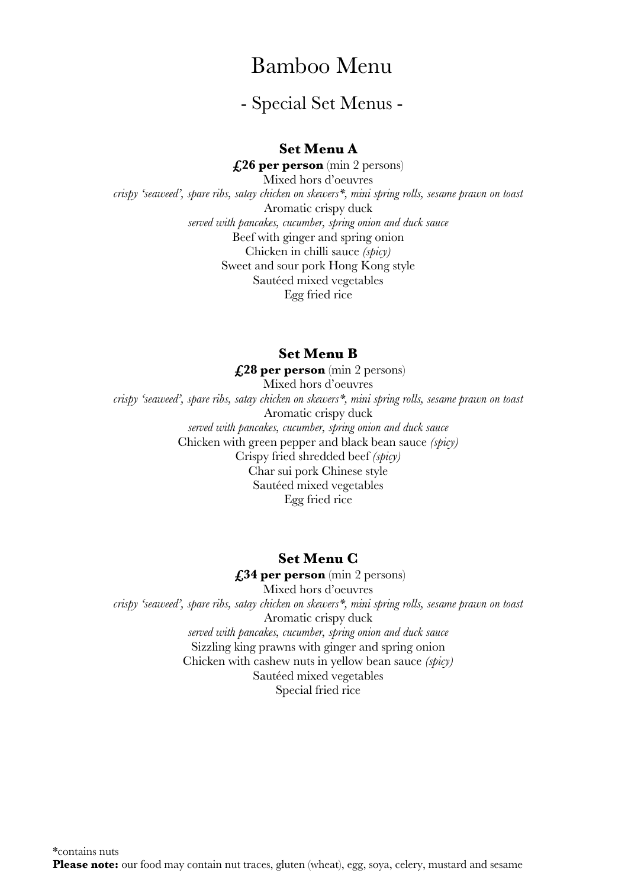# Bamboo Menu

## - Special Set Menus -

### Set Menu A

**£26 per person** (min 2 persons)

Mixed hors d'oeuvres

*crispy 'seaweed', spare ribs, satay chicken on skewers*\*, *mini spring rolls, sesame prawn on toast*

Aromatic crispy duck

*served with pancakes, cucumber, spring onion and duck sauce*

Beef with ginger and spring onion

Chicken in chilli sauce *(spicy)*

Sweet and sour pork Hong Kong style

Sautéed mixed vegetables

Egg fried rice

### Set Menu B

**£28 per person** (min 2 persons)

Mixed hors d'oeuvres

*crispy 'seaweed', spare ribs, satay chicken on skewers*\*, *mini spring rolls, sesame prawn on toast*

Aromatic crispy duck

*served with pancakes, cucumber, spring onion and duck sauce*

Chicken with green pepper and black bean sauce *(spicy)*

Crispy fried shredded beef *(spicy)*

Char sui pork Chinese style

Sautéed mixed vegetables

Egg fried rice

### Set Menu C

**£34 per person** (min 2 persons)

Mixed hors d'oeuvres

*crispy 'seaweed', spare ribs, satay chicken on skewers*\*, *mini spring rolls, sesame prawn on toast*

Aromatic crispy duck

*served with pancakes, cucumber, spring onion and duck sauce*

Sizzling king prawns with ginger and spring onion

Chicken with cashew nuts in yellow bean sauce *(spicy)*

Sautéed mixed vegetables

Special fried rice

\*contains nuts

**Please note:** our food may contain nut traces, gluten (wheat), egg, soya, celery, mustard and sesame